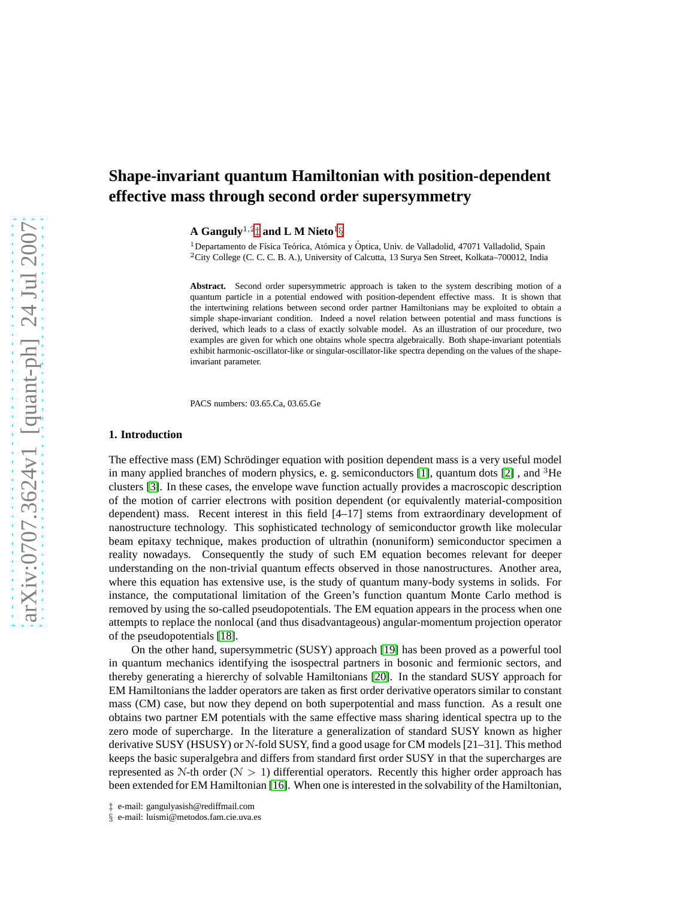# Shape-invariant quantum Hamiltonian with position-dependent effective mass through second order supersymmetry

**A Ganguly**[1,2‡] **and L M Nieto**[1§]

[1] Departamento de Física Teórica, Atómica y Óptica, Univ. de Valladolid, 47071 Valladolid, Spain
[2] City College (C. C. C. B. A.), University of Calcutta, 13 Surya Sen Street, Kolkata–700012, India

**Abstract.** Second order supersymmetric approach is taken to the system describing motion of a quantum particle in a potential endowed with position-dependent effective mass. It is shown that the intertwining relations between second order partner Hamiltonians may be exploited to obtain a simple shape-invariant condition. Indeed a novel relation between potential and mass functions is derived, which leads to a class of exactly solvable model. As an illustration of our procedure, two examples are given for which one obtains whole spectra algebraically. Both shape-invariant potentials exhibit harmonic-oscillator-like or singular-oscillator-like spectra depending on the values of the shape-invariant parameter.

PACS numbers: 03.65.Ca, 03.65.Ge

## 1. Introduction

The effective mass (EM) Schrödinger equation with position dependent mass is a very useful model in many applied branches of modern physics, e. g. semiconductors [1], quantum dots [2] , and $^3$He clusters [3]. In these cases, the envelope wave function actually provides a macroscopic description of the motion of carrier electrons with position dependent (or equivalently material-composition dependent) mass. Recent interest in this field [4–17] stems from extraordinary development of nanostructure technology. This sophisticated technology of semiconductor growth like molecular beam epitaxy technique, makes production of ultrathin (nonuniform) semiconductor specimen a reality nowadays. Consequently the study of such EM equation becomes relevant for deeper understanding on the non-trivial quantum effects observed in those nanostructures. Another area, where this equation has extensive use, is the study of quantum many-body systems in solids. For instance, the computational limitation of the Green's function quantum Monte Carlo method is removed by using the so-called pseudopotentials. The EM equation appears in the process when one attempts to replace the nonlocal (and thus disadvantageous) angular-momentum projection operator of the pseudopotentials [18].

On the other hand, supersymmetric (SUSY) approach [19] has been proved as a powerful tool in quantum mechanics identifying the isospectral partners in bosonic and fermionic sectors, and thereby generating a hiererchy of solvable Hamiltonians [20]. In the standard SUSY approach for EM Hamiltonians the ladder operators are taken as first order derivative operators similar to constant mass (CM) case, but now they depend on both superpotential and mass function. As a result one obtains two partner EM potentials with the same effective mass sharing identical spectra up to the zero mode of supercharge. In the literature a generalization of standard SUSY known as higher derivative SUSY (HSUSY) or $\mathcal{N}$-fold SUSY, find a good usage for CM models [21–31]. This method keeps the basic superalgebra and differs from standard first order SUSY in that the supercharges are represented as $\mathcal{N}$-th order ($\mathcal{N} > 1$) differential operators. Recently this higher order approach has been extended for EM Hamiltonian [16]. When one is interested in the solvability of the Hamiltonian,

‡ e-mail: gangulyasish@rediffmail.com
§ e-mail: luismi@metodos.fam.cie.uva.es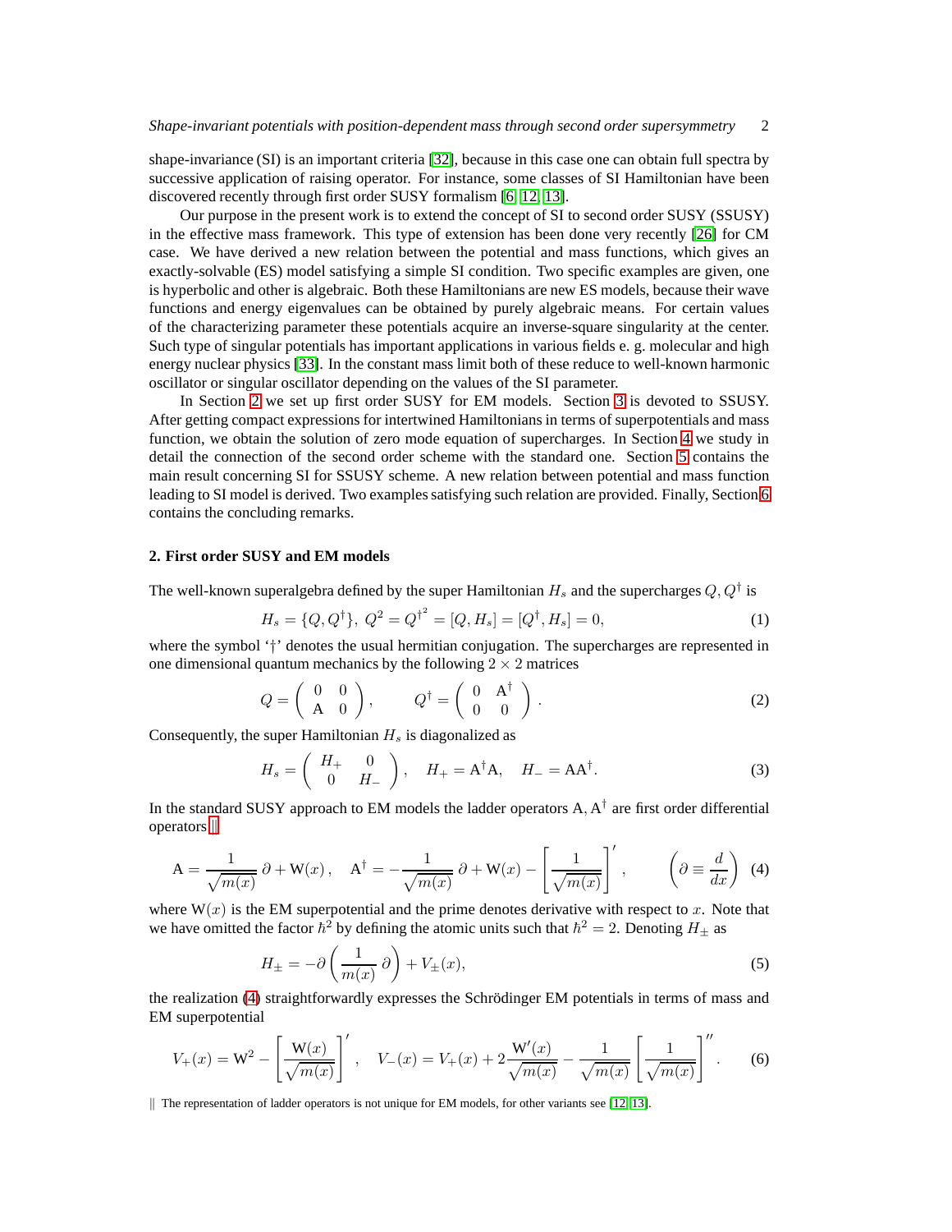shape-invariance (SI) is an important criteria [32], because in this case one can obtain full spectra by successive application of raising operator. For instance, some classes of SI Hamiltonian have been discovered recently through first order SUSY formalism [6, 12, 13].

Our purpose in the present work is to extend the concept of SI to second order SUSY (SSUSY) in the effective mass framework. This type of extension has been done very recently [26] for CM case. We have derived a new relation between the potential and mass functions, which gives an exactly-solvable (ES) model satisfying a simple SI condition. Two specific examples are given, one is hyperbolic and other is algebraic. Both these Hamiltonians are new ES models, because their wave functions and energy eigenvalues can be obtained by purely algebraic means. For certain values of the characterizing parameter these potentials acquire an inverse-square singularity at the center. Such type of singular potentials has important applications in various fields e. g. molecular and high energy nuclear physics [33]. In the constant mass limit both of these reduce to well-known harmonic oscillator or singular oscillator depending on the values of the SI parameter.

In Section 2 we set up first order SUSY for EM models. Section 3 is devoted to SSUSY. After getting compact expressions for intertwined Hamiltonians in terms of superpotentials and mass function, we obtain the solution of zero mode equation of supercharges. In Section 4 we study in detail the connection of the second order scheme with the standard one. Section 5 contains the main result concerning SI for SSUSY scheme. A new relation between potential and mass function leading to SI model is derived. Two examples satisfying such relation are provided. Finally, Section 6 contains the concluding remarks.

## 2. First order SUSY and EM models

The well-known superalgebra defined by the super Hamiltonian $H_s$ and the supercharges $Q, Q^\dagger$ is

$$H_s = \{Q, Q^\dagger\},\ Q^2 = {Q^\dagger}^2 = [Q, H_s] = [Q^\dagger, H_s] = 0, \tag{1}$$

where the symbol '$\dagger$' denotes the usual hermitian conjugation. The supercharges are represented in one dimensional quantum mechanics by the following $2 \times 2$ matrices

$$Q = \begin{pmatrix} 0 & 0 \\ \mathrm{A} & 0 \end{pmatrix}, \qquad Q^\dagger = \begin{pmatrix} 0 & \mathrm{A}^\dagger \\ 0 & 0 \end{pmatrix}. \tag{2}$$

Consequently, the super Hamiltonian $H_s$ is diagonalized as

$$H_s = \begin{pmatrix} H_+ & 0 \\ 0 & H_- \end{pmatrix}, \quad H_+ = \mathrm{A}^\dagger \mathrm{A}, \quad H_- = \mathrm{A}\mathrm{A}^\dagger. \tag{3}$$

In the standard SUSY approach to EM models the ladder operators $\mathrm{A}, \mathrm{A}^\dagger$ are first order differential operators ||

$$\mathrm{A} = \frac{1}{\sqrt{m(x)}}\,\partial + \mathrm{W}(x)\,, \quad \mathrm{A}^\dagger = -\frac{1}{\sqrt{m(x)}}\,\partial + \mathrm{W}(x) - \left[\frac{1}{\sqrt{m(x)}}\right]', \qquad \left(\partial \equiv \frac{d}{dx}\right) \tag{4}$$

where $\mathrm{W}(x)$ is the EM superpotential and the prime denotes derivative with respect to $x$. Note that we have omitted the factor $\hbar^2$ by defining the atomic units such that $\hbar^2 = 2$. Denoting $H_\pm$ as

$$H_\pm = -\partial\left(\frac{1}{m(x)}\,\partial\right) + V_\pm(x), \tag{5}$$

the realization (4) straightforwardly expresses the Schrödinger EM potentials in terms of mass and EM superpotential

$$V_+(x) = \mathrm{W}^2 - \left[\frac{\mathrm{W}(x)}{\sqrt{m(x)}}\right]', \quad V_-(x) = V_+(x) + 2\frac{\mathrm{W}'(x)}{\sqrt{m(x)}} - \frac{1}{\sqrt{m(x)}}\left[\frac{1}{\sqrt{m(x)}}\right]''. \tag{6}$$

|| The representation of ladder operators is not unique for EM models, for other variants see [12, 13].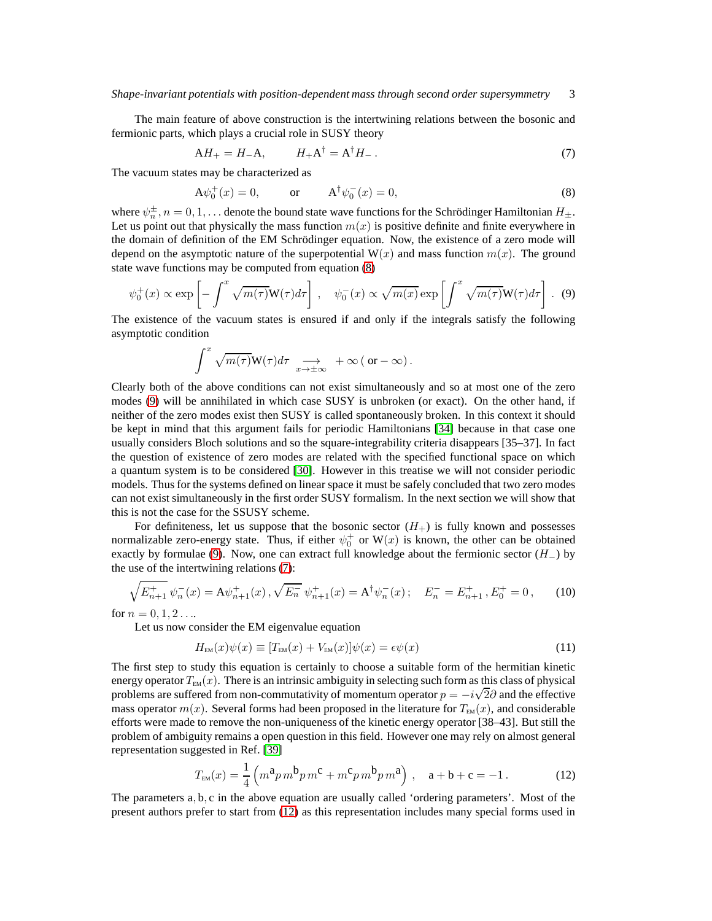The main feature of above construction is the intertwining relations between the bosonic and fermionic parts, which plays a crucial role in SUSY theory

$$\mathrm{A}H_+ = H_-\mathrm{A}, \qquad H_+\mathrm{A}^\dagger = \mathrm{A}^\dagger H_- \,. \tag{7}$$

The vacuum states may be characterized as

$$\mathrm{A}\psi_0^+(x) = 0, \qquad \text{or} \qquad \mathrm{A}^\dagger\psi_0^-(x) = 0, \tag{8}$$

where $\psi_n^\pm, n = 0, 1, \ldots$ denote the bound state wave functions for the Schrödinger Hamiltonian $H_\pm$. Let us point out that physically the mass function $m(x)$ is positive definite and finite everywhere in the domain of definition of the EM Schrödinger equation. Now, the existence of a zero mode will depend on the asymptotic nature of the superpotential $\mathrm{W}(x)$ and mass function $m(x)$. The ground state wave functions may be computed from equation (8)

$$\psi_0^+(x) \propto \exp\left[-\int^x \sqrt{m(\tau)}\mathrm{W}(\tau)d\tau\right] \,, \quad \psi_0^-(x) \propto \sqrt{m(x)}\exp\left[\int^x \sqrt{m(\tau)}\mathrm{W}(\tau)d\tau\right] \,. \tag{9}$$

The existence of the vacuum states is ensured if and only if the integrals satisfy the following asymptotic condition

$$\int^x \sqrt{m(\tau)}\mathrm{W}(\tau)d\tau \underset{x\to\pm\infty}{\longrightarrow} +\infty \,(\text{ or} -\infty)\,.$$

Clearly both of the above conditions can not exist simultaneously and so at most one of the zero modes (9) will be annihilated in which case SUSY is unbroken (or exact). On the other hand, if neither of the zero modes exist then SUSY is called spontaneously broken. In this context it should be kept in mind that this argument fails for periodic Hamiltonians [34] because in that case one usually considers Bloch solutions and so the square-integrability criteria disappears [35–37]. In fact the question of existence of zero modes are related with the specified functional space on which a quantum system is to be considered [30]. However in this treatise we will not consider periodic models. Thus for the systems defined on linear space it must be safely concluded that two zero modes can not exist simultaneously in the first order SUSY formalism. In the next section we will show that this is not the case for the SSUSY scheme.

For definiteness, let us suppose that the bosonic sector ($H_+$) is fully known and possesses normalizable zero-energy state. Thus, if either $\psi_0^+$ or $\mathrm{W}(x)$ is known, the other can be obtained exactly by formulae (9). Now, one can extract full knowledge about the fermionic sector ($H_-$) by the use of the intertwining relations (7):

$$\sqrt{E_{n+1}^+}\,\psi_n^-(x) = \mathrm{A}\psi_{n+1}^+(x)\,, \sqrt{E_n^-}\;\psi_{n+1}^+(x) = \mathrm{A}^\dagger\psi_n^-(x)\,; \quad E_n^- = E_{n+1}^+\,, E_0^+ = 0\,, \tag{10}$$

for $n = 0, 1, 2 \ldots$.

Let us now consider the EM eigenvalue equation

$$H_{\rm EM}(x)\psi(x) \equiv [T_{\rm EM}(x) + V_{\rm EM}(x)]\psi(x) = \epsilon\psi(x) \tag{11}$$

The first step to study this equation is certainly to choose a suitable form of the hermitian kinetic energy operator $T_{\rm EM}(x)$. There is an intrinsic ambiguity in selecting such form as this class of physical problems are suffered from non-commutativity of momentum operator $p = -i\sqrt{2}\partial$ and the effective mass operator $m(x)$. Several forms had been proposed in the literature for $T_{\rm EM}(x)$, and considerable efforts were made to remove the non-uniqueness of the kinetic energy operator [38–43]. But still the problem of ambiguity remains a open question in this field. However one may rely on almost general representation suggested in Ref. [39]

$$T_{\rm EM}(x) = \frac{1}{4}\left(m^{\mathsf{a}}p\,m^{\mathsf{b}}p\,m^{\mathsf{c}} + m^{\mathsf{c}}p\,m^{\mathsf{b}}p\,m^{\mathsf{a}}\right)\,, \quad \mathsf{a}+\mathsf{b}+\mathsf{c} = -1\,. \tag{12}$$

The parameters $\mathsf{a}, \mathsf{b}, \mathsf{c}$ in the above equation are usually called 'ordering parameters'. Most of the present authors prefer to start from (12) as this representation includes many special forms used in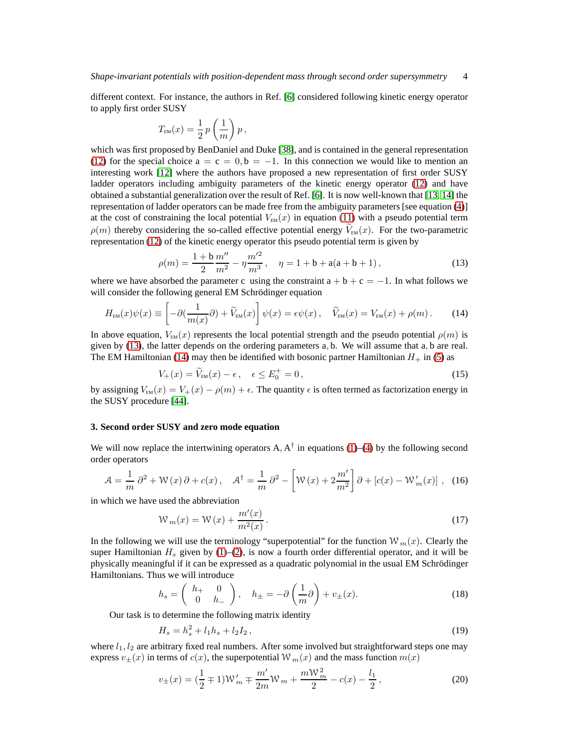different context. For instance, the authors in Ref. [6] considered following kinetic energy operator to apply first order SUSY

$$T_{\text{EM}}(x) = \frac{1}{2}\, p \left(\frac{1}{m}\right) p\,,$$

which was first proposed by BenDaniel and Duke [38], and is contained in the general representation (12) for the special choice $\mathsf{a} = \mathsf{c} = 0, \mathsf{b} = -1$. In this connection we would like to mention an interesting work [12] where the authors have proposed a new representation of first order SUSY ladder operators including ambiguity parameters of the kinetic energy operator (12) and have obtained a substantial generalization over the result of Ref. [6]. It is now well-known that [13, 14] the representation of ladder operators can be made free from the ambiguity parameters [see equation (4)] at the cost of constraining the local potential $V_{\text{EM}}(x)$ in equation (11) with a pseudo potential term $\rho(m)$ thereby considering the so-called effective potential energy $\widetilde{V}_{\text{EM}}(x)$. For the two-parametric representation (12) of the kinetic energy operator this pseudo potential term is given by

$$\rho(m) = \frac{1+\mathsf{b}}{2}\frac{m''}{m^2} - \eta\frac{m'^2}{m^3}\,, \quad \eta = 1 + \mathsf{b} + \mathsf{a}(\mathsf{a}+\mathsf{b}+1)\,, \tag{13}$$

where we have absorbed the parameter $\mathsf{c}$ using the constraint $\mathsf{a} + \mathsf{b} + \mathsf{c} = -1$. In what follows we will consider the following general EM Schrödinger equation

$$H_{\text{EM}}(x)\psi(x) \equiv \left[-\partial\Big(\frac{1}{m(x)}\partial\Big) + \widetilde{V}_{\text{EM}}(x)\right]\psi(x) = \epsilon\psi(x)\,, \quad \widetilde{V}_{\text{EM}}(x) = V_{\text{EM}}(x) + \rho(m)\,. \tag{14}$$

In above equation, $V_{\text{EM}}(x)$ represents the local potential strength and the pseudo potential $\rho(m)$ is given by (13), the latter depends on the ordering parameters $\mathsf{a}, \mathsf{b}$. We will assume that $\mathsf{a}, \mathsf{b}$ are real. The EM Hamiltonian (14) may then be identified with bosonic partner Hamiltonian $H_+$ in (5) as

$$V_+(x) = \widetilde{V}_{\text{EM}}(x) - \epsilon\,, \quad \epsilon \leq E_0^+ = 0\,, \tag{15}$$

by assigning $V_{\text{EM}}(x) = V_+(x) - \rho(m) + \epsilon$. The quantity $\epsilon$ is often termed as factorization energy in the SUSY procedure [44].

### 3. Second order SUSY and zero mode equation

We will now replace the intertwining operators $\mathrm{A}, \mathrm{A}^\dagger$ in equations (1)–(4) by the following second order operators

$$\mathcal{A} = \frac{1}{m}\,\partial^2 + \mathcal{W}(x)\,\partial + c(x)\,, \quad \mathcal{A}^\dagger = \frac{1}{m}\,\partial^2 - \left[\mathcal{W}(x) + 2\frac{m'}{m^2}\right]\partial + \left[c(x) - \mathcal{W}'_m(x)\right]\,, \tag{16}$$

in which we have used the abbreviation

$$\mathcal{W}_m(x) = \mathcal{W}(x) + \frac{m'(x)}{m^2(x)}\,. \tag{17}$$

In the following we will use the terminology “superpotential” for the function $\mathcal{W}_m(x)$. Clearly the super Hamiltonian $H_s$ given by (1)–(2), is now a fourth order differential operator, and it will be physically meaningful if it can be expressed as a quadratic polynomial in the usual EM Schrödinger Hamiltonians. Thus we will introduce

$$h_s = \begin{pmatrix} h_+ & 0 \\ 0 & h_- \end{pmatrix}, \quad h_\pm = -\partial\left(\frac{1}{m}\partial\right) + v_\pm(x). \tag{18}$$

Our task is to determine the following matrix identity

$$H_s = h_s^2 + l_1 h_s + l_2 I_2\,, \tag{19}$$

where $l_1, l_2$ are arbitrary fixed real numbers. After some involved but straightforward steps one may express $v_\pm(x)$ in terms of $c(x)$, the superpotential $\mathcal{W}_m(x)$ and the mass function $m(x)$

$$v_\pm(x) = \Big(\frac{1}{2} \mp 1\Big)\mathcal{W}'_m \mp \frac{m'}{2m}\mathcal{W}_m + \frac{m\mathcal{W}_m^2}{2} - c(x) - \frac{l_1}{2}\,, \tag{20}$$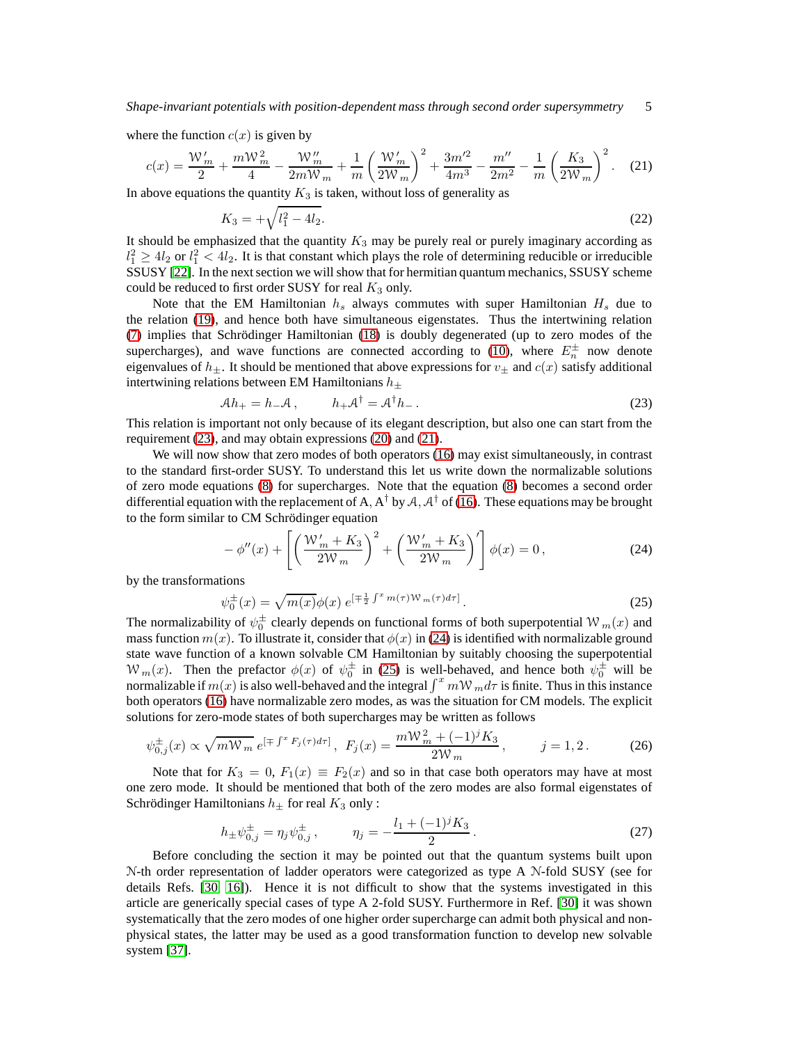where the function $c(x)$ is given by

$$c(x) = \frac{\mathcal{W}'_m}{2} + \frac{m\mathcal{W}_m^2}{4} - \frac{\mathcal{W}''_m}{2m\mathcal{W}_m} + \frac{1}{m}\left(\frac{\mathcal{W}'_m}{2\mathcal{W}_m}\right)^2 + \frac{3m'^2}{4m^3} - \frac{m''}{2m^2} - \frac{1}{m}\left(\frac{K_3}{2\mathcal{W}_m}\right)^2 . \quad (21)$$

In above equations the quantity $K_3$ is taken, without loss of generality as

$$K_3 = +\sqrt{l_1^2 - 4l_2}. \quad (22)$$

It should be emphasized that the quantity $K_3$ may be purely real or purely imaginary according as $l_1^2 \geq 4l_2$ or $l_1^2 < 4l_2$. It is that constant which plays the role of determining reducible or irreducible SSUSY [22]. In the next section we will show that for hermitian quantum mechanics, SSUSY scheme could be reduced to first order SUSY for real $K_3$ only.

Note that the EM Hamiltonian $h_s$ always commutes with super Hamiltonian $H_s$ due to the relation (19), and hence both have simultaneous eigenstates. Thus the intertwining relation (7) implies that Schrödinger Hamiltonian (18) is doubly degenerated (up to zero modes of the supercharges), and wave functions are connected according to (10), where $E_n^{\pm}$ now denote eigenvalues of $h_{\pm}$. It should be mentioned that above expressions for $v_{\pm}$ and $c(x)$ satisfy additional intertwining relations between EM Hamiltonians $h_{\pm}$

$$\mathcal{A}h_+ = h_-\mathcal{A}\,, \qquad h_+\mathcal{A}^\dagger = \mathcal{A}^\dagger h_-\,. \quad (23)$$

This relation is important not only because of its elegant description, but also one can start from the requirement (23), and may obtain expressions (20) and (21).

We will now show that zero modes of both operators (16) may exist simultaneously, in contrast to the standard first-order SUSY. To understand this let us write down the normalizable solutions of zero mode equations (8) for supercharges. Note that the equation (8) becomes a second order differential equation with the replacement of A, A$^\dagger$ by $\mathcal{A}, \mathcal{A}^\dagger$ of (16). These equations may be brought to the form similar to CM Schrödinger equation

$$-\phi''(x) + \left[\left(\frac{\mathcal{W}'_m + K_3}{2\mathcal{W}_m}\right)^2 + \left(\frac{\mathcal{W}'_m + K_3}{2\mathcal{W}_m}\right)'\right]\phi(x) = 0\,, \quad (24)$$

by the transformations

$$\psi_0^{\pm}(x) = \sqrt{m(x)}\phi(x)\; e^{[\mp\frac{1}{2}\int^x m(\tau)\mathcal{W}_m(\tau)d\tau]}\,. \quad (25)$$

The normalizability of $\psi_0^{\pm}$ clearly depends on functional forms of both superpotential $\mathcal{W}_m(x)$ and mass function $m(x)$. To illustrate it, consider that $\phi(x)$ in (24) is identified with normalizable ground state wave function of a known solvable CM Hamiltonian by suitably choosing the superpotential $\mathcal{W}_m(x)$. Then the prefactor $\phi(x)$ of $\psi_0^{\pm}$ in (25) is well-behaved, and hence both $\psi_0^{\pm}$ will be normalizable if $m(x)$ is also well-behaved and the integral $\int^x m\mathcal{W}_m d\tau$ is finite. Thus in this instance both operators (16) have normalizable zero modes, as was the situation for CM models. The explicit solutions for zero-mode states of both supercharges may be written as follows

$$\psi_{0,j}^{\pm}(x) \propto \sqrt{m\mathcal{W}_m}\; e^{[\mp\int^x F_j(\tau)d\tau]}\,,\;\; F_j(x) = \frac{m\mathcal{W}_m^2 + (-1)^j K_3}{2\mathcal{W}_m}\,, \qquad j = 1, 2\,. \quad (26)$$

Note that for $K_3 = 0$, $F_1(x) \equiv F_2(x)$ and so in that case both operators may have at most one zero mode. It should be mentioned that both of the zero modes are also formal eigenstates of Schrödinger Hamiltonians $h_{\pm}$ for real $K_3$ only :

$$h_{\pm}\psi_{0,j}^{\pm} = \eta_j\psi_{0,j}^{\pm}\,, \qquad \eta_j = -\frac{l_1 + (-1)^j K_3}{2}\,. \quad (27)$$

Before concluding the section it may be pointed out that the quantum systems built upon $\mathcal{N}$-th order representation of ladder operators were categorized as type A $\mathcal{N}$-fold SUSY (see for details Refs. [30, 16]). Hence it is not difficult to show that the systems investigated in this article are generically special cases of type A 2-fold SUSY. Furthermore in Ref. [30] it was shown systematically that the zero modes of one higher order supercharge can admit both physical and non-physical states, the latter may be used as a good transformation function to develop new solvable system [37].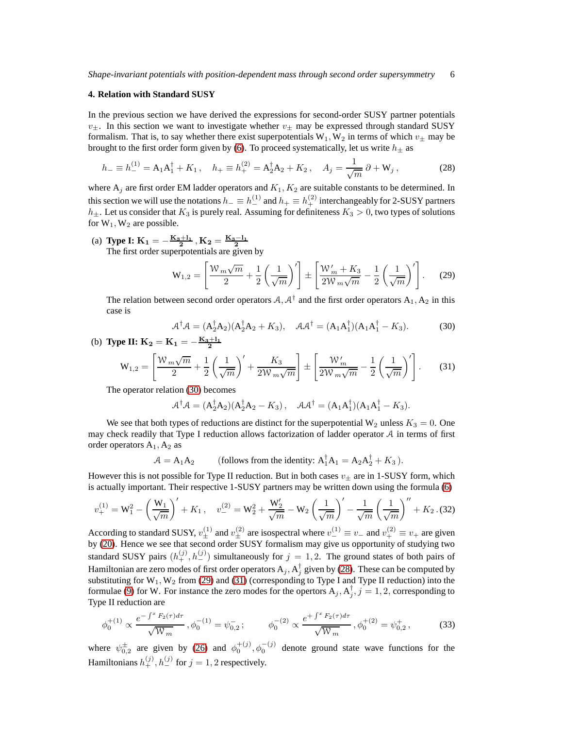## 4. Relation with Standard SUSY

In the previous section we have derived the expressions for second-order SUSY partner potentials $v_\pm$. In this section we want to investigate whether $v_\pm$ may be expressed through standard SUSY formalism. That is, to say whether there exist superpotentials $\mathrm{W}_1, \mathrm{W}_2$ in terms of which $v_\pm$ may be brought to the first order form given by (6). To proceed systematically, let us write $h_\pm$ as

$$
h_- \equiv h_-^{(1)} = \mathrm{A}_1\mathrm{A}_1^\dagger + K_1\,, \quad h_+ \equiv h_+^{(2)} = \mathrm{A}_2^\dagger\mathrm{A}_2 + K_2\,, \quad A_j = \frac{1}{\sqrt{m}}\,\partial + \mathrm{W}_j\,, \tag{28}
$$

where $\mathrm{A}_j$ are first order EM ladder operators and $K_1, K_2$ are suitable constants to be determined. In this section we will use the notations $h_- \equiv h_-^{(1)}$ and $h_+ \equiv h_+^{(2)}$ interchangeably for 2-SUSY partners $h_\pm$. Let us consider that $K_3$ is purely real. Assuming for definiteness $K_3 > 0$, two types of solutions for $\mathrm{W}_1, \mathrm{W}_2$ are possible.

(a) **Type I:** $\mathbf{K_1 = -\frac{K_3 + l_1}{2}}$, $\mathbf{K_2 = \frac{K_3 - l_1}{2}}$

The first order superpotentials are given by

$$
\mathrm{W}_{1,2} = \left[\frac{\mathcal{W}_m\sqrt{m}}{2} + \frac{1}{2}\left(\frac{1}{\sqrt{m}}\right)'\right] \pm \left[\frac{\mathcal{W}'_m + K_3}{2\mathcal{W}_m\sqrt{m}} - \frac{1}{2}\left(\frac{1}{\sqrt{m}}\right)'\right]. \tag{29}
$$

The relation between second order operators $\mathcal{A}, \mathcal{A}^\dagger$ and the first order operators $\mathrm{A}_1, \mathrm{A}_2$ in this case is

$$
\mathcal{A}^\dagger\mathcal{A} = (\mathrm{A}_2^\dagger\mathrm{A}_2)(\mathrm{A}_2^\dagger\mathrm{A}_2 + K_3), \quad \mathcal{A}\mathcal{A}^\dagger = (\mathrm{A}_1\mathrm{A}_1^\dagger)(\mathrm{A}_1\mathrm{A}_1^\dagger - K_3). \tag{30}
$$

(b) **Type II:** $\mathbf{K_2 = K_1 = -\frac{K_3 + l_1}{2}}$

$$
\mathrm{W}_{1,2} = \left[\frac{\mathcal{W}_m\sqrt{m}}{2} + \frac{1}{2}\left(\frac{1}{\sqrt{m}}\right)' + \frac{K_3}{2\mathcal{W}_m\sqrt{m}}\right] \pm \left[\frac{\mathcal{W}'_m}{2\mathcal{W}_m\sqrt{m}} - \frac{1}{2}\left(\frac{1}{\sqrt{m}}\right)'\right]. \tag{31}
$$

The operator relation (30) becomes

$$
\mathcal{A}^\dagger\mathcal{A} = (\mathrm{A}_2^\dagger\mathrm{A}_2)(\mathrm{A}_2^\dagger\mathrm{A}_2 - K_3)\,, \quad \mathcal{A}\mathcal{A}^\dagger = (\mathrm{A}_1\mathrm{A}_1^\dagger)(\mathrm{A}_1\mathrm{A}_1^\dagger - K_3).
$$

We see that both types of reductions are distinct for the superpotential $\mathrm{W}_2$ unless $K_3 = 0$. One may check readily that Type I reduction allows factorization of ladder operator $\mathcal{A}$ in terms of first order operators $\mathrm{A}_1, \mathrm{A}_2$ as

$$
\mathcal{A} = \mathrm{A}_1\mathrm{A}_2 \qquad \text{(follows from the identity: } \mathrm{A}_1^\dagger\mathrm{A}_1 = \mathrm{A}_2\mathrm{A}_2^\dagger + K_3\,\text{)}.
$$

However this is not possible for Type II reduction. But in both cases $v_\pm$ are in 1-SUSY form, which is actually important. Their respective 1-SUSY partners may be written down using the formula (6)

$$
v_+^{(1)} = \mathrm{W}_1^2 - \left(\frac{\mathrm{W}_1}{\sqrt{m}}\right)' + K_1\,, \quad v_-^{(2)} = \mathrm{W}_2^2 + \frac{\mathrm{W}_2'}{\sqrt{m}} - \mathrm{W}_2\left(\frac{1}{\sqrt{m}}\right)' - \frac{1}{\sqrt{m}}\left(\frac{1}{\sqrt{m}}\right)'' + K_2\,. \tag{32}
$$

According to standard SUSY, $v_\pm^{(1)}$ and $v_\pm^{(2)}$ are isospectral where $v_-^{(1)} \equiv v_-$ and $v_+^{(2)} \equiv v_+$ are given by (20). Hence we see that second order SUSY formalism may give us opportunity of studying two standard SUSY pairs $(h_+^{(j)}, h_-^{(j)})$ simultaneously for $j = 1, 2$. The ground states of both pairs of Hamiltonian are zero modes of first order operators $\mathrm{A}_j, \mathrm{A}_j^\dagger$ given by (28). These can be computed by substituting for $\mathrm{W}_1, \mathrm{W}_2$ from (29) and (31) (corresponding to Type I and Type II reduction) into the formulae (9) for W. For instance the zero modes for the opertors $\mathrm{A}_j, \mathrm{A}_j^\dagger, j = 1, 2$, corresponding to Type II reduction are

$$
\phi_0^{+(1)} \propto \frac{e^{-\int^x F_2(\tau)d\tau}}{\sqrt{\mathcal{W}_m}}\,, \phi_0^{-(1)} = \psi_{0,2}^-\,; \qquad \phi_0^{-(2)} \propto \frac{e^{+\int^x F_2(\tau)d\tau}}{\sqrt{\mathcal{W}_m}}\,, \phi_0^{+(2)} = \psi_{0,2}^+\,, \tag{33}
$$

where $\psi_{0,2}^\pm$ are given by (26) and $\phi_0^{+(j)}, \phi_0^{-(j)}$ denote ground state wave functions for the Hamiltonians $h_+^{(j)}, h_-^{(j)}$ for $j = 1, 2$ respectively.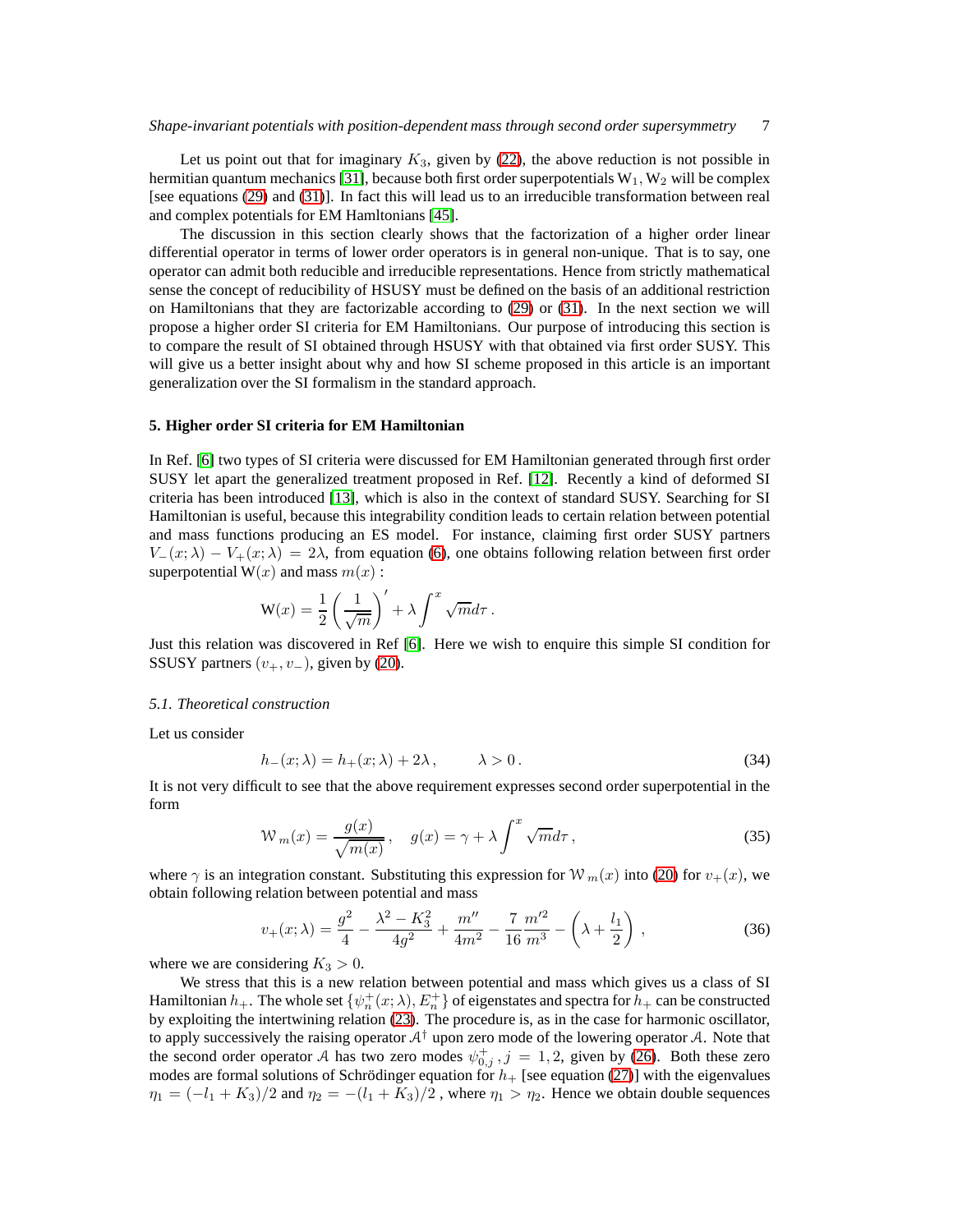Let us point out that for imaginary $K_3$, given by (22), the above reduction is not possible in hermitian quantum mechanics [31], because both first order superpotentials $\mathrm{W}_1, \mathrm{W}_2$ will be complex [see equations (29) and (31)]. In fact this will lead us to an irreducible transformation between real and complex potentials for EM Hamltonians [45].

The discussion in this section clearly shows that the factorization of a higher order linear differential operator in terms of lower order operators is in general non-unique. That is to say, one operator can admit both reducible and irreducible representations. Hence from strictly mathematical sense the concept of reducibility of HSUSY must be defined on the basis of an additional restriction on Hamiltonians that they are factorizable according to (29) or (31). In the next section we will propose a higher order SI criteria for EM Hamiltonians. Our purpose of introducing this section is to compare the result of SI obtained through HSUSY with that obtained via first order SUSY. This will give us a better insight about why and how SI scheme proposed in this article is an important generalization over the SI formalism in the standard approach.

## 5. Higher order SI criteria for EM Hamiltonian

In Ref. [6] two types of SI criteria were discussed for EM Hamiltonian generated through first order SUSY let apart the generalized treatment proposed in Ref. [12]. Recently a kind of deformed SI criteria has been introduced [13], which is also in the context of standard SUSY. Searching for SI Hamiltonian is useful, because this integrability condition leads to certain relation between potential and mass functions producing an ES model. For instance, claiming first order SUSY partners $V_-(x;\lambda) - V_+(x;\lambda) = 2\lambda$, from equation (6), one obtains following relation between first order superpotential $\mathrm{W}(x)$ and mass $m(x)$ :

$$\mathrm{W}(x) = \frac{1}{2}\left(\frac{1}{\sqrt{m}}\right)' + \lambda \int^x \sqrt{m} d\tau \,.$$

Just this relation was discovered in Ref [6]. Here we wish to enquire this simple SI condition for SSUSY partners $(v_+, v_-)$, given by (20).

### 5.1. Theoretical construction

Let us consider

$$h_-(x;\lambda) = h_+(x;\lambda) + 2\lambda \,, \qquad \lambda > 0 \,. \tag{34}$$

It is not very difficult to see that the above requirement expresses second order superpotential in the form

$$\mathcal{W}_m(x) = \frac{g(x)}{\sqrt{m(x)}} \,, \quad g(x) = \gamma + \lambda \int^x \sqrt{m} d\tau \,, \tag{35}$$

where $\gamma$ is an integration constant. Substituting this expression for $\mathcal{W}_m(x)$ into (20) for $v_+(x)$, we obtain following relation between potential and mass

$$v_+(x;\lambda) = \frac{g^2}{4} - \frac{\lambda^2 - K_3^2}{4g^2} + \frac{m''}{4m^2} - \frac{7}{16}\frac{m'^2}{m^3} - \left(\lambda + \frac{l_1}{2}\right) \,, \tag{36}$$

where we are considering $K_3 > 0$.

We stress that this is a new relation between potential and mass which gives us a class of SI Hamiltonian $h_+$. The whole set $\{\psi_n^+(x;\lambda), E_n^+\}$ of eigenstates and spectra for $h_+$ can be constructed by exploiting the intertwining relation (23). The procedure is, as in the case for harmonic oscillator, to apply successively the raising operator $\mathcal{A}^\dagger$ upon zero mode of the lowering operator $\mathcal{A}$. Note that the second order operator $\mathcal{A}$ has two zero modes $\psi_{0,j}^+, j = 1, 2$, given by (26). Both these zero modes are formal solutions of Schrödinger equation for $h_+$ [see equation (27)] with the eigenvalues $\eta_1 = (-l_1 + K_3)/2$ and $\eta_2 = -(l_1 + K_3)/2$ , where $\eta_1 > \eta_2$. Hence we obtain double sequences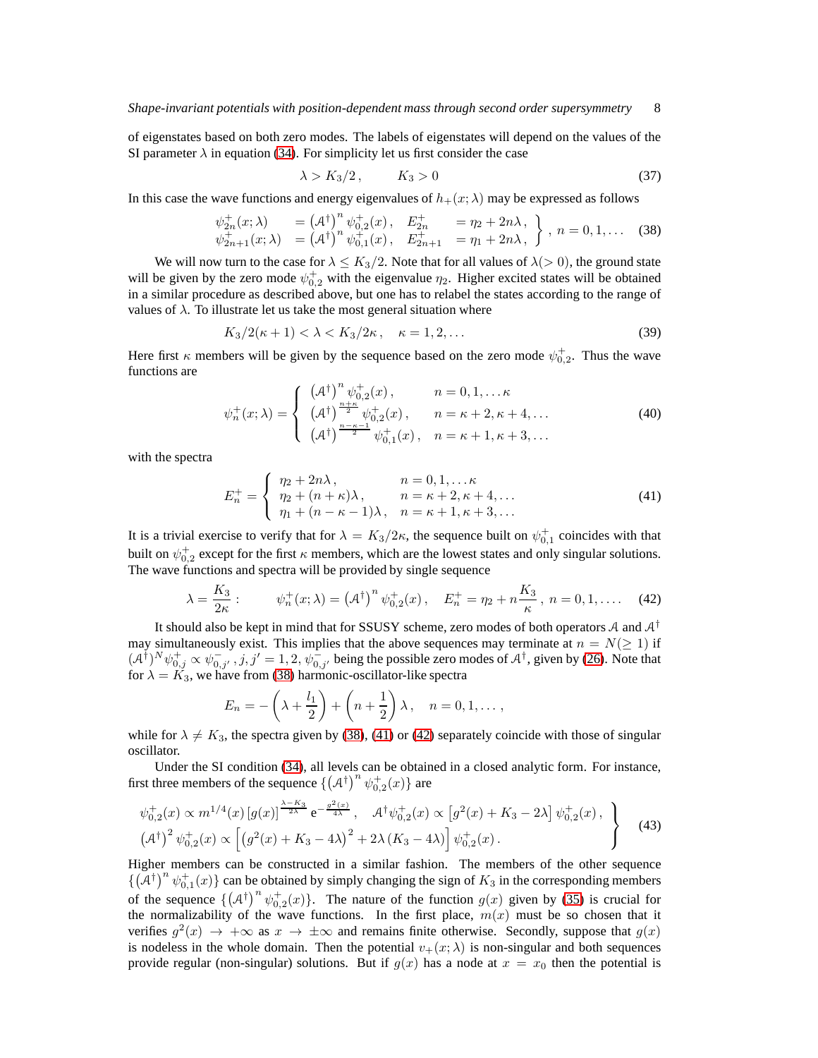of eigenstates based on both zero modes. The labels of eigenstates will depend on the values of the SI parameter $\lambda$ in equation (34). For simplicity let us first consider the case

$$\lambda > K_3/2\,, \qquad K_3 > 0 \tag{37}$$

In this case the wave functions and energy eigenvalues of $h_+(x;\lambda)$ may be expressed as follows

$$\left.\begin{array}{llll} \psi^+_{2n}(x;\lambda) & = \left(\mathcal{A}^\dagger\right)^n \psi^+_{0,2}(x)\,, & E^+_{2n} & = \eta_2 + 2n\lambda\,, \\ \psi^+_{2n+1}(x;\lambda) & = \left(\mathcal{A}^\dagger\right)^n \psi^+_{0,1}(x)\,, & E^+_{2n+1} & = \eta_1 + 2n\lambda\,, \end{array}\right\}\,,\ n = 0, 1, \ldots \tag{38}$$

We will now turn to the case for $\lambda \leq K_3/2$. Note that for all values of $\lambda(>0)$, the ground state will be given by the zero mode $\psi^+_{0,2}$ with the eigenvalue $\eta_2$. Higher excited states will be obtained in a similar procedure as described above, but one has to relabel the states according to the range of values of $\lambda$. To illustrate let us take the most general situation where

$$K_3/2(\kappa+1) < \lambda < K_3/2\kappa\,, \quad \kappa = 1, 2, \ldots \tag{39}$$

Here first $\kappa$ members will be given by the sequence based on the zero mode $\psi^+_{0,2}$. Thus the wave functions are

$$\psi^+_n(x;\lambda) = \left\{ \begin{array}{ll} \left(\mathcal{A}^\dagger\right)^n \psi^+_{0,2}(x)\,, & n = 0, 1, \ldots \kappa \\ \left(\mathcal{A}^\dagger\right)^{\frac{n+\kappa}{2}} \psi^+_{0,2}(x)\,, & n = \kappa+2, \kappa+4, \ldots \\ \left(\mathcal{A}^\dagger\right)^{\frac{n-\kappa-1}{2}} \psi^+_{0,1}(x)\,, & n = \kappa+1, \kappa+3, \ldots \end{array} \right. \tag{40}$$

with the spectra

$$E^+_n = \left\{ \begin{array}{ll} \eta_2 + 2n\lambda\,, & n = 0, 1, \ldots \kappa \\ \eta_2 + (n+\kappa)\lambda\,, & n = \kappa+2, \kappa+4, \ldots \\ \eta_1 + (n-\kappa-1)\lambda\,, & n = \kappa+1, \kappa+3, \ldots \end{array} \right. \tag{41}$$

It is a trivial exercise to verify that for $\lambda = K_3/2\kappa$, the sequence built on $\psi^+_{0,1}$ coincides with that built on $\psi^+_{0,2}$ except for the first $\kappa$ members, which are the lowest states and only singular solutions. The wave functions and spectra will be provided by single sequence

$$\lambda = \frac{K_3}{2\kappa}: \qquad \psi^+_n(x;\lambda) = \left(\mathcal{A}^\dagger\right)^n \psi^+_{0,2}(x)\,, \quad E^+_n = \eta_2 + n\frac{K_3}{\kappa}\,,\ n = 0, 1, \ldots. \tag{42}$$

It should also be kept in mind that for SSUSY scheme, zero modes of both operators $\mathcal{A}$ and $\mathcal{A}^\dagger$ may simultaneously exist. This implies that the above sequences may terminate at $n = N(\geq 1)$ if $(\mathcal{A}^\dagger)^N \psi^+_{0,j} \propto \psi^-_{0,j'}\,, j, j' = 1, 2, \psi^-_{0,j'}$ being the possible zero modes of $\mathcal{A}^\dagger$, given by (26). Note that for $\lambda = K_3$, we have from (38) harmonic-oscillator-like spectra

$$E_n = -\left(\lambda + \frac{l_1}{2}\right) + \left(n + \frac{1}{2}\right)\lambda\,, \quad n = 0, 1, \ldots,$$

while for $\lambda \neq K_3$, the spectra given by (38), (41) or (42) separately coincide with those of singular oscillator.

Under the SI condition (34), all levels can be obtained in a closed analytic form. For instance, first three members of the sequence $\{\left(\mathcal{A}^\dagger\right)^n \psi^+_{0,2}(x)\}$ are

$$\left.\begin{array}{l} \psi^+_{0,2}(x) \propto m^{1/4}(x)\,[g(x)]^{\frac{\lambda-K_3}{2\lambda}}\, \mathrm{e}^{-\frac{g^2(x)}{4\lambda}}\,, \quad \mathcal{A}^\dagger\psi^+_{0,2}(x) \propto \left[g^2(x) + K_3 - 2\lambda\right]\psi^+_{0,2}(x)\,, \\ \left(\mathcal{A}^\dagger\right)^2 \psi^+_{0,2}(x) \propto \left[\left(g^2(x) + K_3 - 4\lambda\right)^2 + 2\lambda\left(K_3 - 4\lambda\right)\right]\psi^+_{0,2}(x)\,. \end{array}\right\} \tag{43}$$

Higher members can be constructed in a similar fashion. The members of the other sequence $\{\left(\mathcal{A}^\dagger\right)^n \psi^+_{0,1}(x)\}$ can be obtained by simply changing the sign of $K_3$ in the corresponding members of the sequence $\{\left(\mathcal{A}^\dagger\right)^n \psi^+_{0,2}(x)\}$. The nature of the function $g(x)$ given by (35) is crucial for the normalizability of the wave functions. In the first place, $m(x)$ must be so chosen that it verifies $g^2(x) \to +\infty$ as $x \to \pm\infty$ and remains finite otherwise. Secondly, suppose that $g(x)$ is nodeless in the whole domain. Then the potential $v_+(x;\lambda)$ is non-singular and both sequences provide regular (non-singular) solutions. But if $g(x)$ has a node at $x = x_0$ then the potential is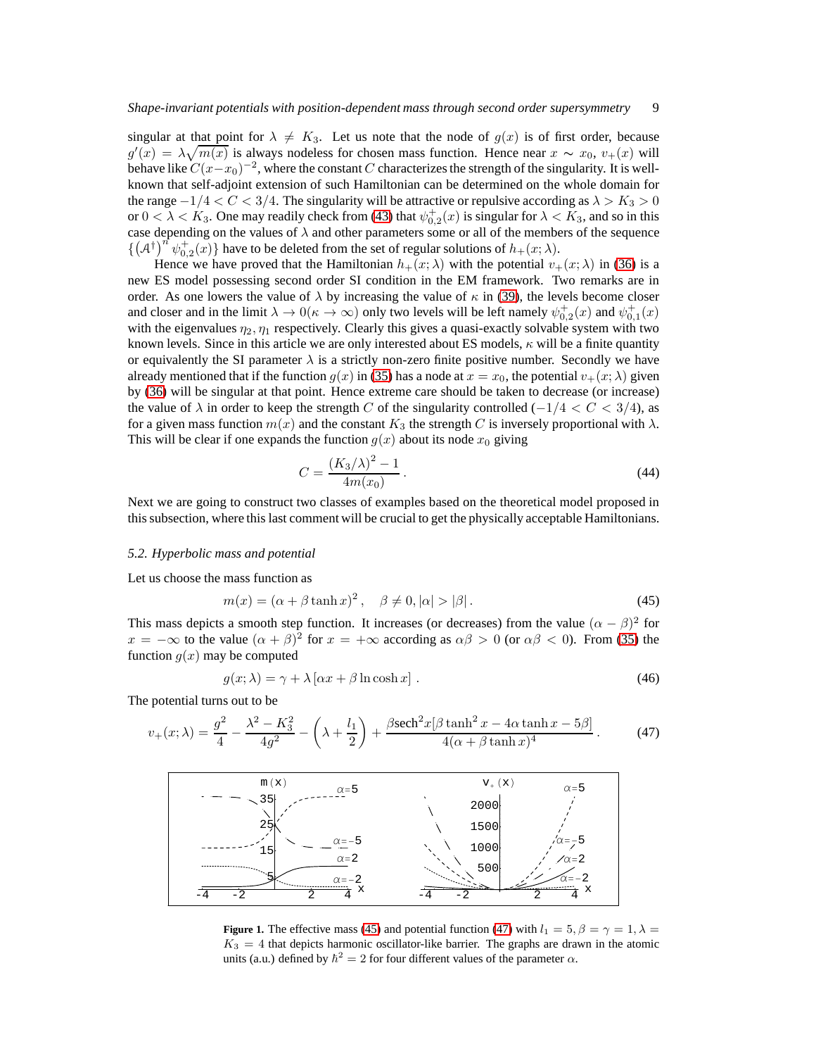singular at that point for $\lambda \neq K_3$. Let us note that the node of $g(x)$ is of first order, because $g'(x) = \lambda\sqrt{m(x)}$ is always nodeless for chosen mass function. Hence near $x \sim x_0$, $v_+(x)$ will behave like $C(x-x_0)^{-2}$, where the constant $C$ characterizes the strength of the singularity. It is well-known that self-adjoint extension of such Hamiltonian can be determined on the whole domain for the range $-1/4 < C < 3/4$. The singularity will be attractive or repulsive according as $\lambda > K_3 > 0$ or $0 < \lambda < K_3$. One may readily check from (43) that $\psi^+_{0,2}(x)$ is singular for $\lambda < K_3$, and so in this case depending on the values of $\lambda$ and other parameters some or all of the members of the sequence $\{(\mathcal{A}^\dagger)^n \psi^+_{0,2}(x)\}$ have to be deleted from the set of regular solutions of $h_+(x;\lambda)$.

Hence we have proved that the Hamiltonian $h_+(x;\lambda)$ with the potential $v_+(x;\lambda)$ in (36) is a new ES model possessing second order SI condition in the EM framework. Two remarks are in order. As one lowers the value of $\lambda$ by increasing the value of $\kappa$ in (39), the levels become closer and closer and in the limit $\lambda \to 0 (\kappa \to \infty)$ only two levels will be left namely $\psi^+_{0,2}(x)$ and $\psi^+_{0,1}(x)$ with the eigenvalues $\eta_2, \eta_1$ respectively. Clearly this gives a quasi-exactly solvable system with two known levels. Since in this article we are only interested about ES models, $\kappa$ will be a finite quantity or equivalently the SI parameter $\lambda$ is a strictly non-zero finite positive number. Secondly we have already mentioned that if the function $g(x)$ in (35) has a node at $x = x_0$, the potential $v_+(x;\lambda)$ given by (36) will be singular at that point. Hence extreme care should be taken to decrease (or increase) the value of $\lambda$ in order to keep the strength $C$ of the singularity controlled ($-1/4 < C < 3/4$), as for a given mass function $m(x)$ and the constant $K_3$ the strength $C$ is inversely proportional with $\lambda$. This will be clear if one expands the function $g(x)$ about its node $x_0$ giving

$$C = \frac{(K_3/\lambda)^2 - 1}{4m(x_0)}\,. \tag{44}$$

Next we are going to construct two classes of examples based on the theoretical model proposed in this subsection, where this last comment will be crucial to get the physically acceptable Hamiltonians.

### *5.2. Hyperbolic mass and potential*

Let us choose the mass function as

$$m(x) = (\alpha + \beta \tanh x)^2\,, \quad \beta \neq 0, |\alpha| > |\beta|\,. \tag{45}$$

This mass depicts a smooth step function. It increases (or decreases) from the value $(\alpha - \beta)^2$ for $x = -\infty$ to the value $(\alpha + \beta)^2$ for $x = +\infty$ according as $\alpha\beta > 0$ (or $\alpha\beta < 0$). From (35) the function $g(x)$ may be computed

$$g(x;\lambda) = \gamma + \lambda\left[\alpha x + \beta \ln\cosh x\right]\,. \tag{46}$$

The potential turns out to be

$$v_+(x;\lambda) = \frac{g^2}{4} - \frac{\lambda^2 - K_3^2}{4g^2} - \left(\lambda + \frac{l_1}{2}\right) + \frac{\beta \mathrm{sech}^2 x[\beta\tanh^2 x - 4\alpha\tanh x - 5\beta]}{4(\alpha + \beta\tanh x)^4}\,. \tag{47}$$

**Figure 1.** The effective mass (45) and potential function (47) with $l_1 = 5, \beta = \gamma = 1, \lambda = K_3 = 4$ that depicts harmonic oscillator-like barrier. The graphs are drawn in the atomic units (a.u.) defined by $\hbar^2 = 2$ for four different values of the parameter $\alpha$.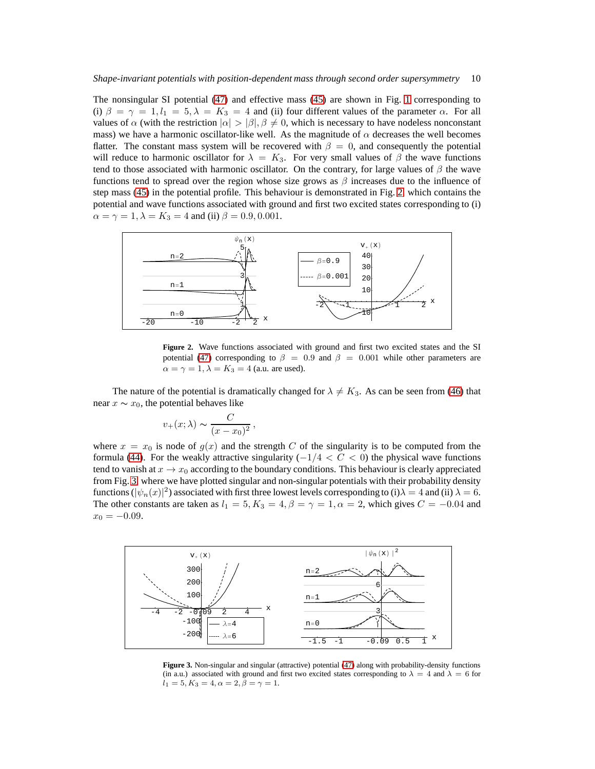The nonsingular SI potential (47) and effective mass (45) are shown in Fig. 1 corresponding to (i) $\beta = \gamma = 1, l_1 = 5, \lambda = K_3 = 4$ and (ii) four different values of the parameter $\alpha$. For all values of $\alpha$ (with the restriction $|\alpha| > |\beta|, \beta \neq 0$, which is necessary to have nodeless nonconstant mass) we have a harmonic oscillator-like well. As the magnitude of $\alpha$ decreases the well becomes flatter. The constant mass system will be recovered with $\beta = 0$, and consequently the potential will reduce to harmonic oscillator for $\lambda = K_3$. For very small values of $\beta$ the wave functions tend to those associated with harmonic oscillator. On the contrary, for large values of $\beta$ the wave functions tend to spread over the region whose size grows as $\beta$ increases due to the influence of step mass (45) in the potential profile. This behaviour is demonstrated in Fig. 2 which contains the potential and wave functions associated with ground and first two excited states corresponding to (i) $\alpha = \gamma = 1, \lambda = K_3 = 4$ and (ii) $\beta = 0.9, 0.001$.

**Figure 2.** Wave functions associated with ground and first two excited states and the SI potential (47) corresponding to $\beta = 0.9$ and $\beta = 0.001$ while other parameters are $\alpha = \gamma = 1, \lambda = K_3 = 4$ (a.u. are used).

The nature of the potential is dramatically changed for $\lambda \neq K_3$. As can be seen from (46) that near $x \sim x_0$, the potential behaves like

$$v_+(x; \lambda) \sim \frac{C}{(x - x_0)^2} \, ,$$

where $x = x_0$ is node of $g(x)$ and the strength $C$ of the singularity is to be computed from the formula (44). For the weakly attractive singularity ($-1/4 < C < 0$) the physical wave functions tend to vanish at $x \to x_0$ according to the boundary conditions. This behaviour is clearly appreciated from Fig. 3 where we have plotted singular and non-singular potentials with their probability density functions ($|\psi_n(x)|^2$) associated with first three lowest levels corresponding to (i)$\lambda = 4$ and (ii) $\lambda = 6$. The other constants are taken as $l_1 = 5, K_3 = 4, \beta = \gamma = 1, \alpha = 2$, which gives $C = -0.04$ and $x_0 = -0.09$.

**Figure 3.** Non-singular and singular (attractive) potential (47) along with probability-density functions (in a.u.) associated with ground and first two excited states corresponding to $\lambda = 4$ and $\lambda = 6$ for $l_1 = 5, K_3 = 4, \alpha = 2, \beta = \gamma = 1$.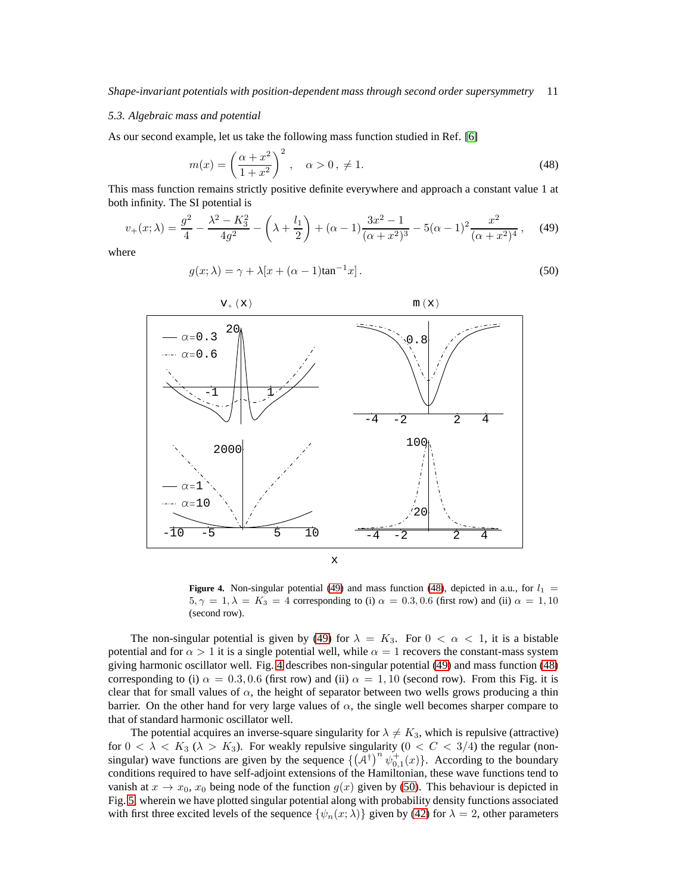### 5.3. Algebraic mass and potential

As our second example, let us take the following mass function studied in Ref. [6]

$$m(x) = \left(\frac{\alpha + x^2}{1+x^2}\right)^2, \quad \alpha > 0\,, \neq 1. \tag{48}$$

This mass function remains strictly positive definite everywhere and approach a constant value 1 at both infinity. The SI potential is

$$v_+(x;\lambda) = \frac{g^2}{4} - \frac{\lambda^2 - K_3^2}{4g^2} - \left(\lambda + \frac{l_1}{2}\right) + (\alpha-1)\frac{3x^2-1}{(\alpha+x^2)^3} - 5(\alpha-1)^2\frac{x^2}{(\alpha+x^2)^4}\,, \tag{49}$$

where

$$g(x;\lambda) = \gamma + \lambda[x + (\alpha-1)\tan^{-1}x]\,. \tag{50}$$

**Figure 4.** Non-singular potential (49) and mass function (48), depicted in a.u., for $l_1 = 5, \gamma = 1, \lambda = K_3 = 4$ corresponding to (i) $\alpha = 0.3, 0.6$ (first row) and (ii) $\alpha = 1, 10$ (second row).

The non-singular potential is given by (49) for $\lambda = K_3$. For $0 < \alpha < 1$, it is a bistable potential and for $\alpha > 1$ it is a single potential well, while $\alpha = 1$ recovers the constant-mass system giving harmonic oscillator well. Fig. 4 describes non-singular potential (49) and mass function (48) corresponding to (i) $\alpha = 0.3, 0.6$ (first row) and (ii) $\alpha = 1, 10$ (second row). From this Fig. it is clear that for small values of $\alpha$, the height of separator between two wells grows producing a thin barrier. On the other hand for very large values of $\alpha$, the single well becomes sharper compare to that of standard harmonic oscillator well.

The potential acquires an inverse-square singularity for $\lambda \neq K_3$, which is repulsive (attractive) for $0 < \lambda < K_3$ ($\lambda > K_3$). For weakly repulsive singularity ($0 < C < 3/4$) the regular (non-singular) wave functions are given by the sequence $\{\left(\mathcal{A}^\dagger\right)^n \psi^+_{0,1}(x)\}$. According to the boundary conditions required to have self-adjoint extensions of the Hamiltonian, these wave functions tend to vanish at $x \to x_0$, $x_0$ being node of the function $g(x)$ given by (50). This behaviour is depicted in Fig. 5 wherein we have plotted singular potential along with probability density functions associated with first three excited levels of the sequence $\{\psi_n(x;\lambda)\}$ given by (42) for $\lambda = 2$, other parameters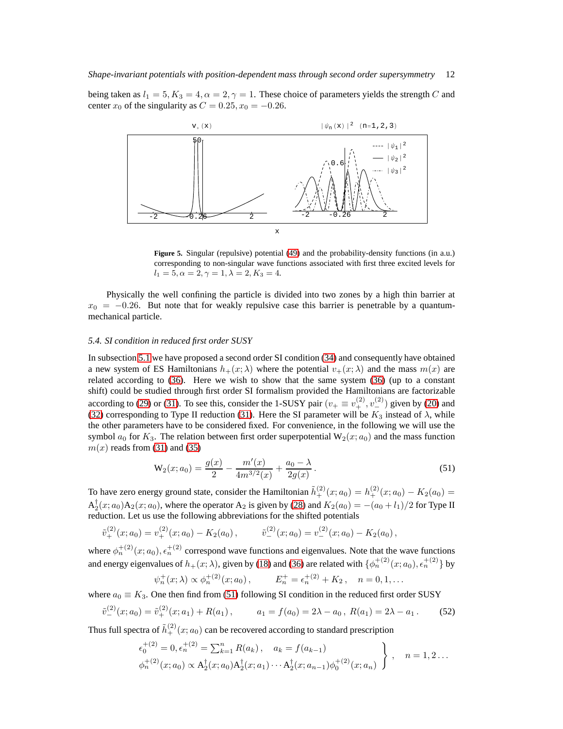being taken as $l_1 = 5, K_3 = 4, \alpha = 2, \gamma = 1$. These choice of parameters yields the strength $C$ and center $x_0$ of the singularity as $C = 0.25, x_0 = -0.26$.

**Figure 5.** Singular (repulsive) potential (49) and the probability-density functions (in a.u.) corresponding to non-singular wave functions associated with first three excited levels for $l_1 = 5, \alpha = 2, \gamma = 1, \lambda = 2, K_3 = 4$.

Physically the well confining the particle is divided into two zones by a high thin barrier at $x_0 = -0.26$. But note that for weakly repulsive case this barrier is penetrable by a quantum-mechanical particle.

### 5.4. SI condition in reduced first order SUSY

In subsection 5.1 we have proposed a second order SI condition (34) and consequently have obtained a new system of ES Hamiltonians $h_+(x;\lambda)$ where the potential $v_+(x;\lambda)$ and the mass $m(x)$ are related according to (36). Here we wish to show that the same system (36) (up to a constant shift) could be studied through first order SI formalism provided the Hamiltonians are factorizable according to (29) or (31). To see this, consider the 1-SUSY pair ($v_+ \equiv v_+^{(2)}, v_-^{(2)}$) given by (20) and (32) corresponding to Type II reduction (31). Here the SI parameter will be $K_3$ instead of $\lambda$, while the other parameters have to be considered fixed. For convenience, in the following we will use the symbol $a_0$ for $K_3$. The relation between first order superpotential $\mathrm{W}_2(x;a_0)$ and the mass function $m(x)$ reads from (31) and (35)

$$\mathrm{W}_2(x;a_0) = \frac{g(x)}{2} - \frac{m'(x)}{4m^{3/2}(x)} + \frac{a_0 - \lambda}{2g(x)}. \tag{51}$$

To have zero energy ground state, consider the Hamiltonian $\tilde{h}_+^{(2)}(x;a_0) = h_+^{(2)}(x;a_0) - K_2(a_0) = \mathrm{A}_2^\dagger(x;a_0)\mathrm{A}_2(x;a_0)$, where the operator $\mathrm{A}_2$ is given by (28) and $K_2(a_0) = -(a_0 + l_1)/2$ for Type II reduction. Let us use the following abbreviations for the shifted potentials

$$\tilde{v}_+^{(2)}(x;a_0) = v_+^{(2)}(x;a_0) - K_2(a_0)\,, \qquad \tilde{v}_-^{(2)}(x;a_0) = v_-^{(2)}(x;a_0) - K_2(a_0)\,,$$

where $\phi_n^{+(2)}(x;a_0), \epsilon_n^{+(2)}$ correspond wave functions and eigenvalues. Note that the wave functions and energy eigenvalues of $h_+(x;\lambda)$, given by (18) and (36) are related with $\{\phi_n^{+(2)}(x;a_0), \epsilon_n^{+(2)}\}$ by

$$\psi_n^+(x;\lambda) \propto \phi_n^{+(2)}(x;a_0)\,, \qquad E_n^+ = \epsilon_n^{+(2)} + K_2\,, \quad n = 0, 1, \ldots$$

where $a_0 \equiv K_3$. One then find from (51) following SI condition in the reduced first order SUSY

$$\tilde{v}_-^{(2)}(x;a_0) = \tilde{v}_+^{(2)}(x;a_1) + R(a_1)\,, \qquad a_1 = f(a_0) = 2\lambda - a_0\,,\ R(a_1) = 2\lambda - a_1\,. \tag{52}$$

Thus full spectra of $\tilde{h}_+^{(2)}(x;a_0)$ can be recovered according to standard prescription

$$\left.\begin{array}{l} \epsilon_0^{+(2)} = 0, \epsilon_n^{+(2)} = \sum_{k=1}^{n} R(a_k)\,, \quad a_k = f(a_{k-1}) \\ \phi_n^{+(2)}(x;a_0) \propto \mathrm{A}_2^\dagger(x;a_0)\mathrm{A}_2^\dagger(x;a_1)\cdots\mathrm{A}_2^\dagger(x;a_{n-1})\phi_0^{+(2)}(x;a_n) \end{array}\right\}, \quad n = 1, 2 \ldots$$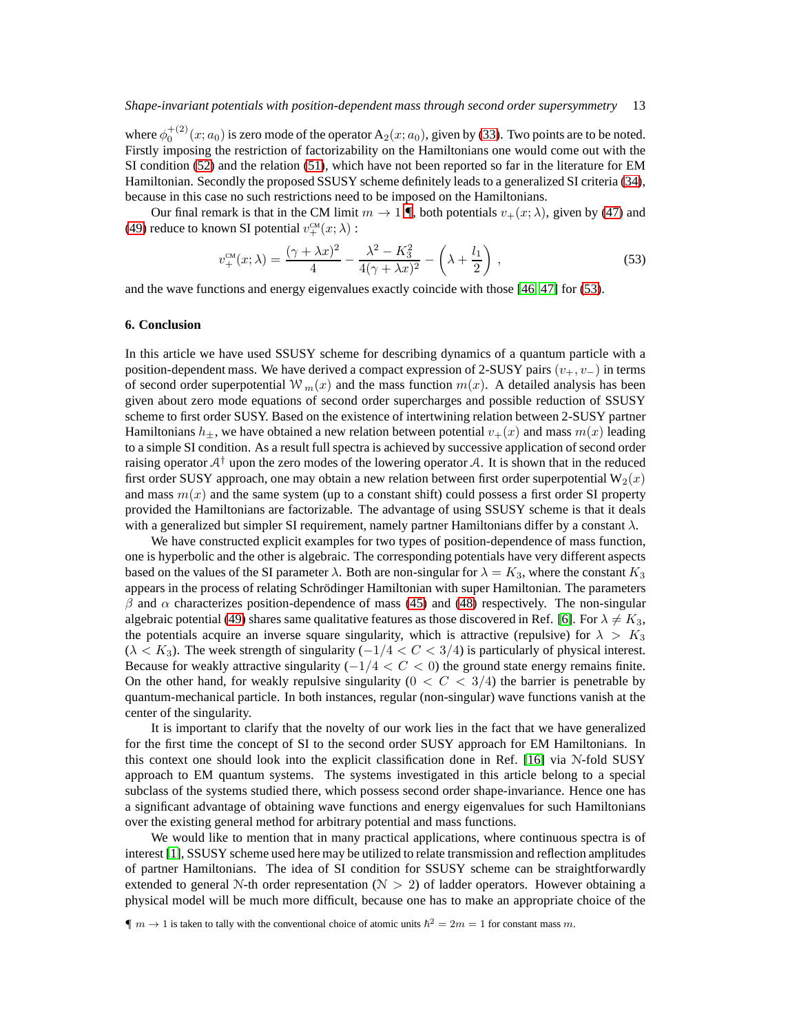where $\phi_0^{+(2)}(x; a_0)$ is zero mode of the operator $\mathrm{A}_2(x; a_0)$, given by (33). Two points are to be noted. Firstly imposing the restriction of factorizability on the Hamiltonians one would come out with the SI condition (52) and the relation (51), which have not been reported so far in the literature for EM Hamiltonian. Secondly the proposed SSUSY scheme definitely leads to a generalized SI criteria (34), because in this case no such restrictions need to be imposed on the Hamiltonians.

Our final remark is that in the CM limit $m \to 1$ ¶, both potentials $v_+(x; \lambda)$, given by (47) and (49) reduce to known SI potential $v_+^{\text{CM}}(x; \lambda)$ :

$$v_+^{\text{CM}}(x; \lambda) = \frac{(\gamma + \lambda x)^2}{4} - \frac{\lambda^2 - K_3^2}{4(\gamma + \lambda x)^2} - \left(\lambda + \frac{l_1}{2}\right) , \tag{53}$$

and the wave functions and energy eigenvalues exactly coincide with those [46, 47] for (53).

## 6. Conclusion

In this article we have used SSUSY scheme for describing dynamics of a quantum particle with a position-dependent mass. We have derived a compact expression of 2-SUSY pairs $(v_+, v_-)$ in terms of second order superpotential $\mathcal{W}_m(x)$ and the mass function $m(x)$. A detailed analysis has been given about zero mode equations of second order supercharges and possible reduction of SSUSY scheme to first order SUSY. Based on the existence of intertwining relation between 2-SUSY partner Hamiltonians $h_\pm$, we have obtained a new relation between potential $v_+(x)$ and mass $m(x)$ leading to a simple SI condition. As a result full spectra is achieved by successive application of second order raising operator $\mathcal{A}^\dagger$ upon the zero modes of the lowering operator $\mathcal{A}$. It is shown that in the reduced first order SUSY approach, one may obtain a new relation between first order superpotential $\mathrm{W}_2(x)$ and mass $m(x)$ and the same system (up to a constant shift) could possess a first order SI property provided the Hamiltonians are factorizable. The advantage of using SSUSY scheme is that it deals with a generalized but simpler SI requirement, namely partner Hamiltonians differ by a constant $\lambda$.

We have constructed explicit examples for two types of position-dependence of mass function, one is hyperbolic and the other is algebraic. The corresponding potentials have very different aspects based on the values of the SI parameter $\lambda$. Both are non-singular for $\lambda = K_3$, where the constant $K_3$ appears in the process of relating Schrödinger Hamiltonian with super Hamiltonian. The parameters $\beta$ and $\alpha$ characterizes position-dependence of mass (45) and (48) respectively. The non-singular algebraic potential (49) shares same qualitative features as those discovered in Ref. [6]. For $\lambda \neq K_3$, the potentials acquire an inverse square singularity, which is attractive (repulsive) for $\lambda > K_3$ ($\lambda < K_3$). The week strength of singularity ($-1/4 < C < 3/4$) is particularly of physical interest. Because for weakly attractive singularity ($-1/4 < C < 0$) the ground state energy remains finite. On the other hand, for weakly repulsive singularity ($0 < C < 3/4$) the barrier is penetrable by quantum-mechanical particle. In both instances, regular (non-singular) wave functions vanish at the center of the singularity.

It is important to clarify that the novelty of our work lies in the fact that we have generalized for the first time the concept of SI to the second order SUSY approach for EM Hamiltonians. In this context one should look into the explicit classification done in Ref. [16] via $\mathcal{N}$-fold SUSY approach to EM quantum systems. The systems investigated in this article belong to a special subclass of the systems studied there, which possess second order shape-invariance. Hence one has a significant advantage of obtaining wave functions and energy eigenvalues for such Hamiltonians over the existing general method for arbitrary potential and mass functions.

We would like to mention that in many practical applications, where continuous spectra is of interest [1], SSUSY scheme used here may be utilized to relate transmission and reflection amplitudes of partner Hamiltonians. The idea of SI condition for SSUSY scheme can be straightforwardly extended to general $\mathcal{N}$-th order representation ($\mathcal{N} > 2$) of ladder operators. However obtaining a physical model will be much more difficult, because one has to make an appropriate choice of the

¶ $m \to 1$ is taken to tally with the conventional choice of atomic units $\hbar^2 = 2m = 1$ for constant mass $m$.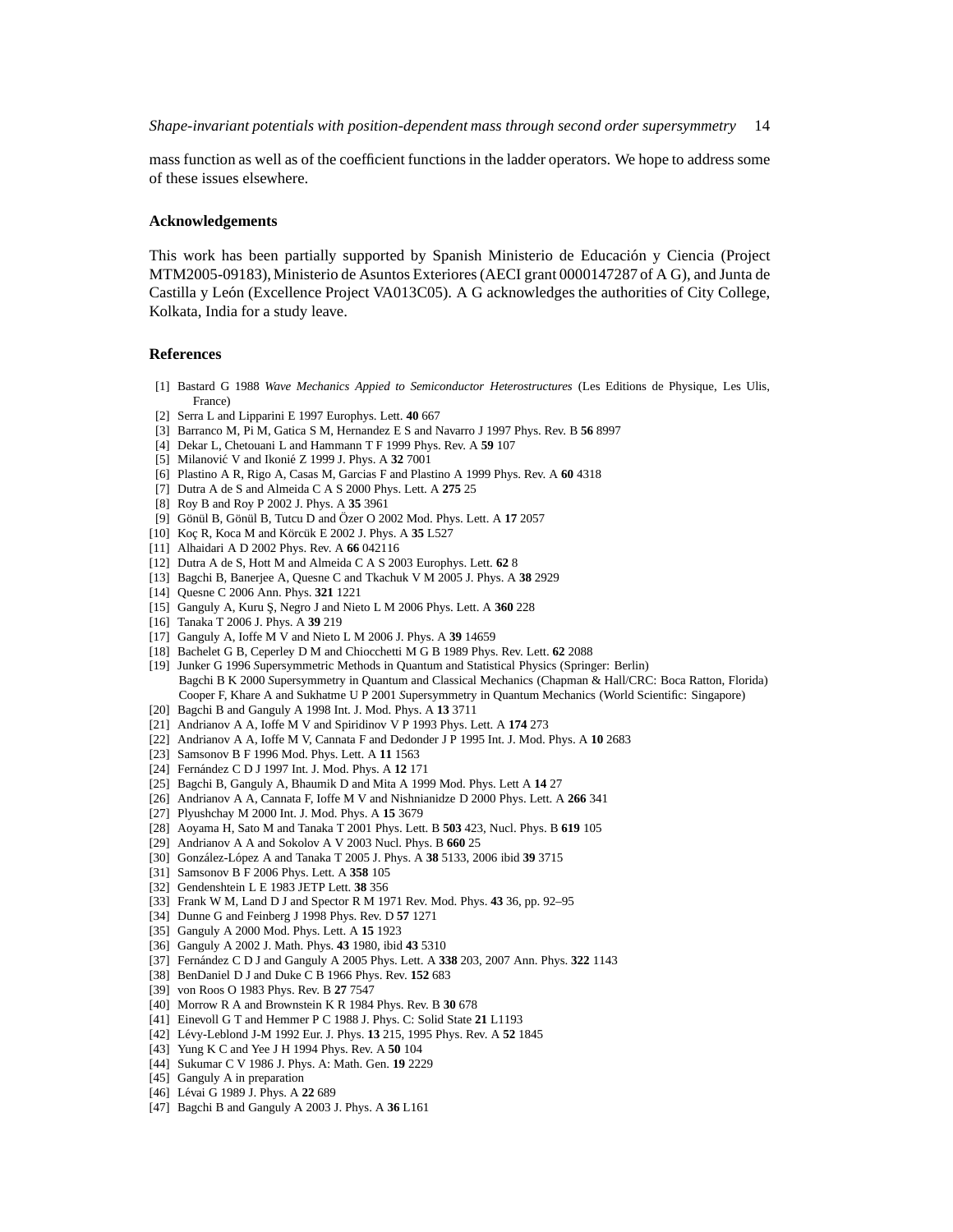mass function as well as of the coefficient functions in the ladder operators. We hope to address some of these issues elsewhere.

### Acknowledgements

This work has been partially supported by Spanish Ministerio de Educación y Ciencia (Project MTM2005-09183), Ministerio de Asuntos Exteriores (AECI grant 0000147287 of A G), and Junta de Castilla y León (Excellence Project VA013C05). A G acknowledges the authorities of City College, Kolkata, India for a study leave.

### References

[1] Bastard G 1988 *Wave Mechanics Appied to Semiconductor Heterostructures* (Les Editions de Physique, Les Ulis, France)
[2] Serra L and Lipparini E 1997 Europhys. Lett. **40** 667
[3] Barranco M, Pi M, Gatica S M, Hernandez E S and Navarro J 1997 Phys. Rev. B **56** 8997
[4] Dekar L, Chetouani L and Hammann T F 1999 Phys. Rev. A **59** 107
[5] Milanović V and Ikonié Z 1999 J. Phys. A **32** 7001
[6] Plastino A R, Rigo A, Casas M, Garcias F and Plastino A 1999 Phys. Rev. A **60** 4318
[7] Dutra A de S and Almeida C A S 2000 Phys. Lett. A **275** 25
[8] Roy B and Roy P 2002 J. Phys. A **35** 3961
[9] Gönül B, Gönül B, Tutcu D and Özer O 2002 Mod. Phys. Lett. A **17** 2057
[10] Koç R, Koca M and Körcük E 2002 J. Phys. A **35** L527
[11] Alhaidari A D 2002 Phys. Rev. A **66** 042116
[12] Dutra A de S, Hott M and Almeida C A S 2003 Europhys. Lett. **62** 8
[13] Bagchi B, Banerjee A, Quesne C and Tkachuk V M 2005 J. Phys. A **38** 2929
[14] Quesne C 2006 Ann. Phys. **321** 1221
[15] Ganguly A, Kuru Ş, Negro J and Nieto L M 2006 Phys. Lett. A **360** 228
[16] Tanaka T 2006 J. Phys. A **39** 219
[17] Ganguly A, Ioffe M V and Nieto L M 2006 J. Phys. A **39** 14659
[18] Bachelet G B, Ceperley D M and Chiocchetti M G B 1989 Phys. Rev. Lett. **62** 2088
[19] Junker G 1996 Supersymmetric Methods in Quantum and Statistical Physics (Springer: Berlin)
Bagchi B K 2000 Supersymmetry in Quantum and Classical Mechanics (Chapman & Hall/CRC: Boca Ratton, Florida)
Cooper F, Khare A and Sukhatme U P 2001 Supersymmetry in Quantum Mechanics (World Scientific: Singapore)
[20] Bagchi B and Ganguly A 1998 Int. J. Mod. Phys. A **13** 3711
[21] Andrianov A A, Ioffe M V and Spiridinov V P 1993 Phys. Lett. A **174** 273
[22] Andrianov A A, Ioffe M V, Cannata F and Dedonder J P 1995 Int. J. Mod. Phys. A **10** 2683
[23] Samsonov B F 1996 Mod. Phys. Lett. A **11** 1563
[24] Fernández C D J 1997 Int. J. Mod. Phys. A **12** 171
[25] Bagchi B, Ganguly A, Bhaumik D and Mita A 1999 Mod. Phys Lett A **14** 27
[26] Andrianov A A, Cannata F, Ioffe M V and Nishnianidze D 2000 Phys. Lett. A **266** 341
[27] Plyushchay M 2000 Int. J. Mod. Phys. A **15** 3679
[28] Aoyama H, Sato M and Tanaka T 2001 Phys. Lett. B **503** 423, Nucl. Phys. B **619** 105
[29] Andrianov A A and Sokolov A V 2003 Nucl. Phys. B **660** 25
[30] González-López A and Tanaka T 2005 J. Phys. A **38** 5133, 2006 ibid **39** 3715
[31] Samsonov B F 2006 Phys. Lett. A **358** 105
[32] Gendenshtein L E 1983 JETP Lett. **38** 356
[33] Frank W M, Land D J and Spector R M 1971 Rev. Mod. Phys. **43** 36, pp. 92–95
[34] Dunne G and Feinberg J 1998 Phys. Rev. D **57** 1271
[35] Ganguly A 2000 Mod. Phys. Lett. A **15** 1923
[36] Ganguly A 2002 J. Math. Phys. **43** 1980, ibid **43** 5310
[37] Fernández C D J and Ganguly A 2005 Phys. Lett. A **338** 203, 2007 Ann. Phys. **322** 1143
[38] BenDaniel D J and Duke C B 1966 Phys. Rev. **152** 683
[39] von Roos O 1983 Phys. Rev. B **27** 7547
[40] Morrow R A and Brownstein K R 1984 Phys. Rev. B **30** 678
[41] Einevoll G T and Hemmer P C 1988 J. Phys. C: Solid State **21** L1193
[42] Lévy-Leblond J-M 1992 Eur. J. Phys. **13** 215, 1995 Phys. Rev. A **52** 1845
[43] Yung K C and Yee J H 1994 Phys. Rev. A **50** 104
[44] Sukumar C V 1986 J. Phys. A: Math. Gen. **19** 2229
[45] Ganguly A in preparation
[46] Lévai G 1989 J. Phys. A **22** 689
[47] Bagchi B and Ganguly A 2003 J. Phys. A **36** L161